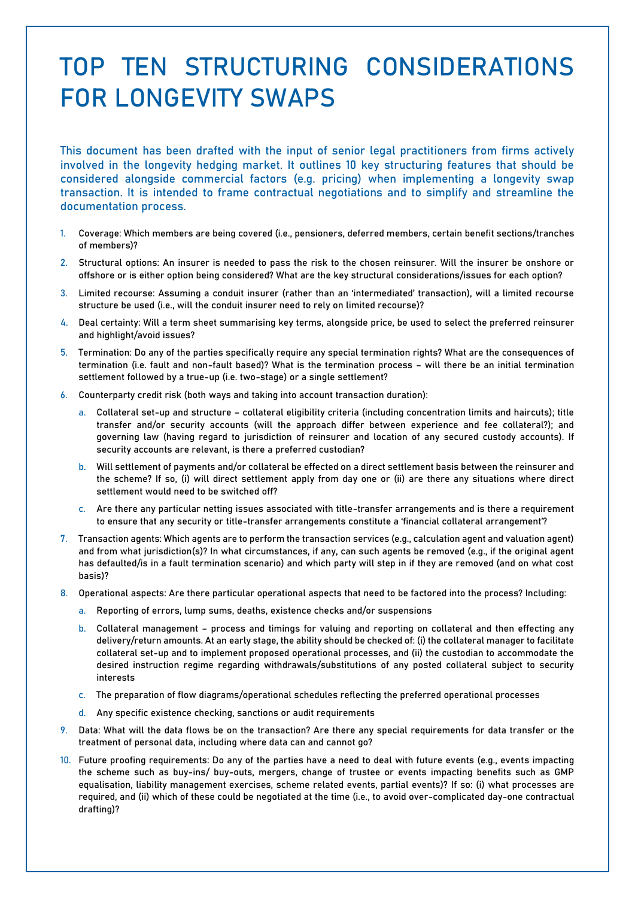# TOP TEN STRUCTURING CONSIDERATIONS FOR LONGEVITY SWAPS

This document has been drafted with the input of senior legal practitioners from firms actively involved in the longevity hedging market. It outlines 10 key structuring features that should be considered alongside commercial factors (e.g. pricing) when implementing a longevity swap transaction. It is intended to frame contractual negotiations and to simplify and streamline the documentation process.

1. Coverage: Which members are being covered (i.e., pensioners, deferred members, certain benefit sections/tranches of members)?
2. Structural options: An insurer is needed to pass the risk to the chosen reinsurer. Will the insurer be onshore or offshore or is either option being considered? What are the key structural considerations/issues for each option?
3. Limited recourse: Assuming a conduit insurer (rather than an 'intermediated' transaction), will a limited recourse structure be used (i.e., will the conduit insurer need to rely on limited recourse)?
4. Deal certainty: Will a term sheet summarising key terms, alongside price, be used to select the preferred reinsurer and highlight/avoid issues?
5. Termination: Do any of the parties specifically require any special termination rights? What are the consequences of termination (i.e. fault and non-fault based)? What is the termination process – will there be an initial termination settlement followed by a true-up (i.e. two-stage) or a single settlement?
6. Counterparty credit risk (both ways and taking into account transaction duration):
   a. Collateral set-up and structure – collateral eligibility criteria (including concentration limits and haircuts); title transfer and/or security accounts (will the approach differ between experience and fee collateral?); and governing law (having regard to jurisdiction of reinsurer and location of any secured custody accounts). If security accounts are relevant, is there a preferred custodian?
   b. Will settlement of payments and/or collateral be effected on a direct settlement basis between the reinsurer and the scheme? If so, (i) will direct settlement apply from day one or (ii) are there any situations where direct settlement would need to be switched off?
   c. Are there any particular netting issues associated with title-transfer arrangements and is there a requirement to ensure that any security or title-transfer arrangements constitute a 'financial collateral arrangement'?
7. Transaction agents: Which agents are to perform the transaction services (e.g., calculation agent and valuation agent) and from what jurisdiction(s)? In what circumstances, if any, can such agents be removed (e.g., if the original agent has defaulted/is in a fault termination scenario) and which party will step in if they are removed (and on what cost basis)?
8. Operational aspects: Are there particular operational aspects that need to be factored into the process? Including:
   a. Reporting of errors, lump sums, deaths, existence checks and/or suspensions
   b. Collateral management – process and timings for valuing and reporting on collateral and then effecting any delivery/return amounts. At an early stage, the ability should be checked of: (i) the collateral manager to facilitate collateral set-up and to implement proposed operational processes, and (ii) the custodian to accommodate the desired instruction regime regarding withdrawals/substitutions of any posted collateral subject to security interests
   c. The preparation of flow diagrams/operational schedules reflecting the preferred operational processes
   d. Any specific existence checking, sanctions or audit requirements
9. Data: What will the data flows be on the transaction? Are there any special requirements for data transfer or the treatment of personal data, including where data can and cannot go?
10. Future proofing requirements: Do any of the parties have a need to deal with future events (e.g., events impacting the scheme such as buy-ins/ buy-outs, mergers, change of trustee or events impacting benefits such as GMP equalisation, liability management exercises, scheme related events, partial events)? If so: (i) what processes are required, and (ii) which of these could be negotiated at the time (i.e., to avoid over-complicated day-one contractual drafting)?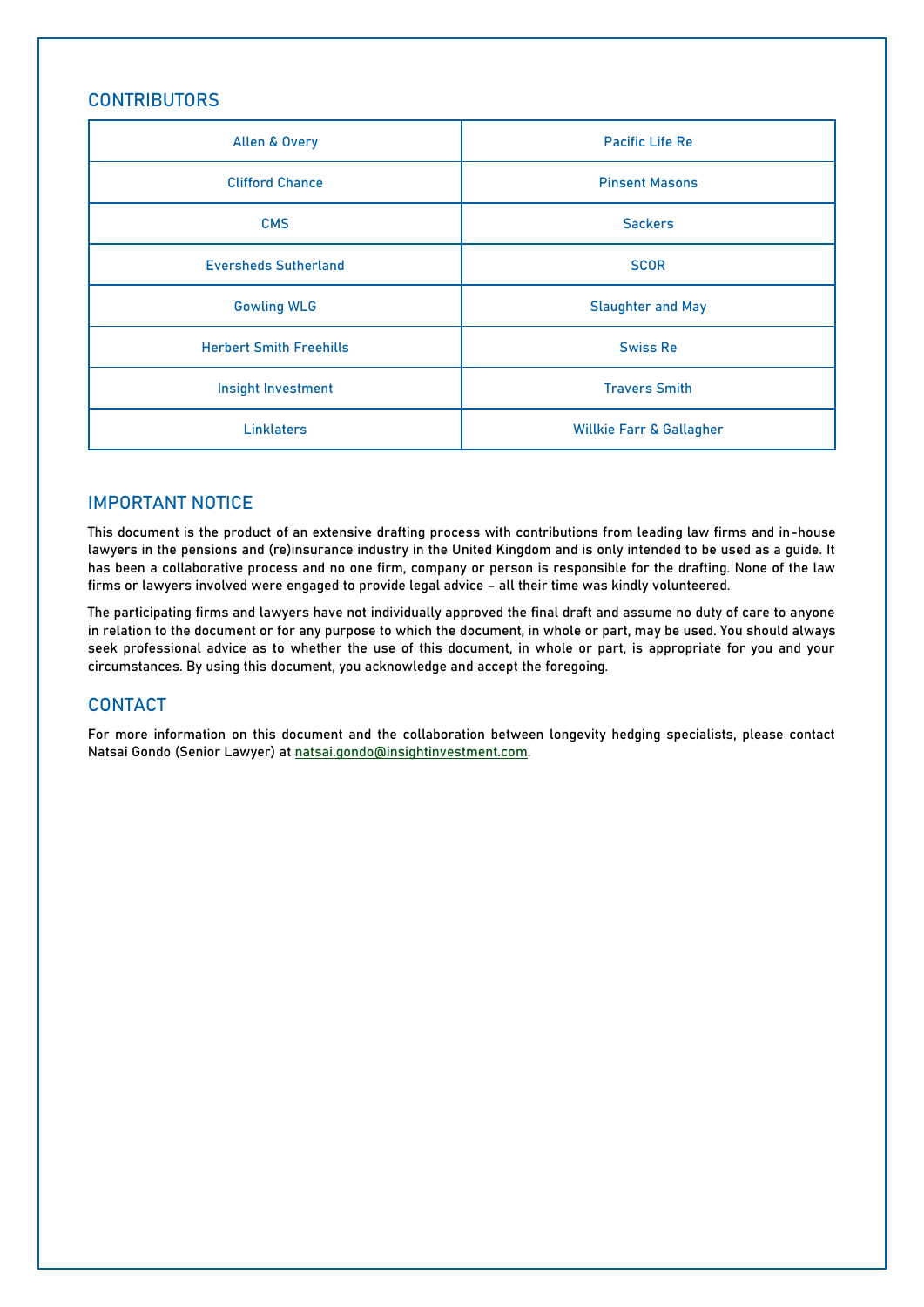## CONTRIBUTORS

| | |
|---|---|
| Allen & Overy | Pacific Life Re |
| Clifford Chance | Pinsent Masons |
| CMS | Sackers |
| Eversheds Sutherland | SCOR |
| Gowling WLG | Slaughter and May |
| Herbert Smith Freehills | Swiss Re |
| Insight Investment | Travers Smith |
| Linklaters | Willkie Farr & Gallagher |

## IMPORTANT NOTICE

This document is the product of an extensive drafting process with contributions from leading law firms and in-house lawyers in the pensions and (re)insurance industry in the United Kingdom and is only intended to be used as a guide. It has been a collaborative process and no one firm, company or person is responsible for the drafting. None of the law firms or lawyers involved were engaged to provide legal advice – all their time was kindly volunteered.

The participating firms and lawyers have not individually approved the final draft and assume no duty of care to anyone in relation to the document or for any purpose to which the document, in whole or part, may be used. You should always seek professional advice as to whether the use of this document, in whole or part, is appropriate for you and your circumstances. By using this document, you acknowledge and accept the foregoing.

## CONTACT

For more information on this document and the collaboration between longevity hedging specialists, please contact Natsai Gondo (Senior Lawyer) at natsai.gondo@insightinvestment.com.